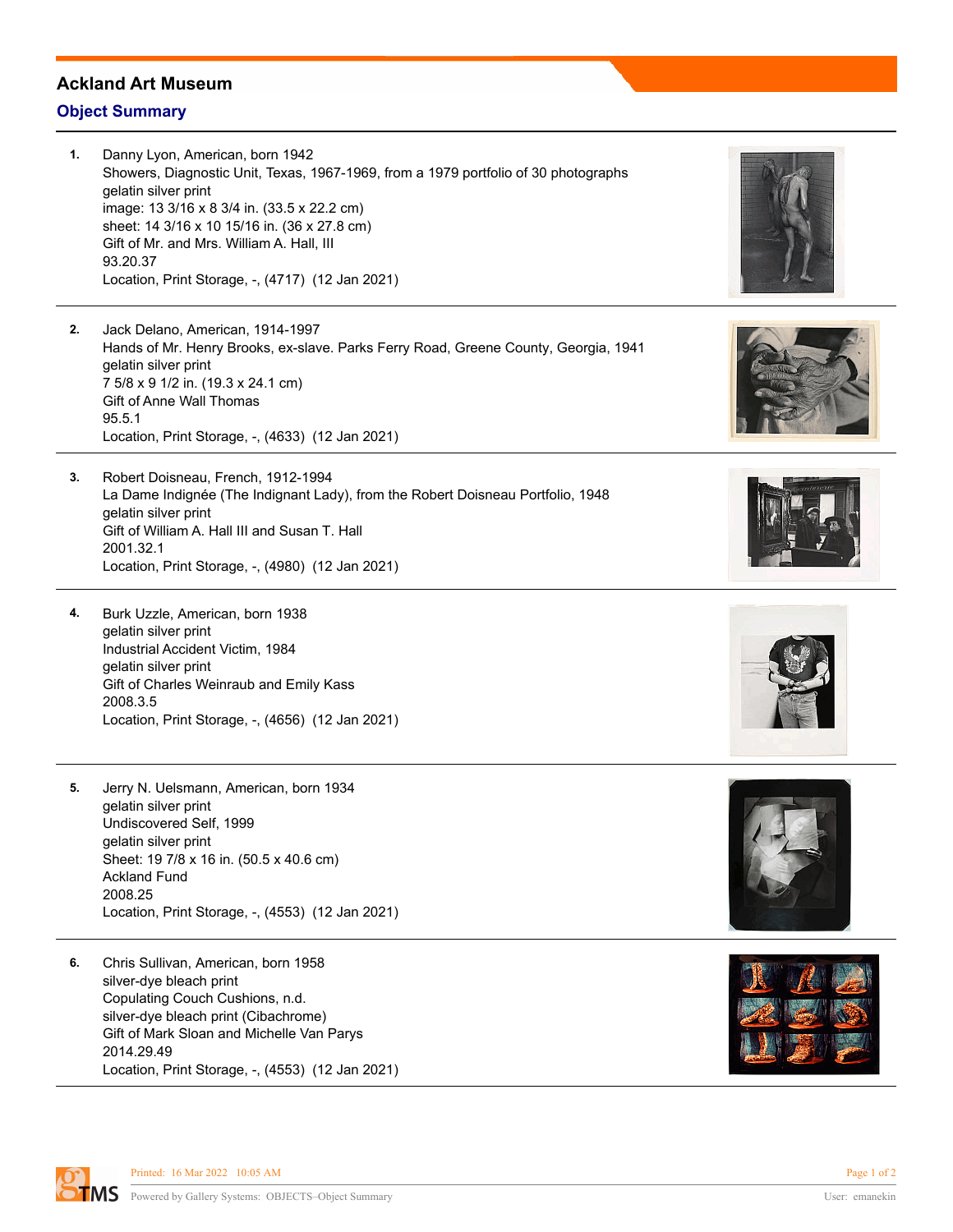# Ackland Art Museum

## Object Summary

1. Danny Lyon, American, born 1942
   Showers, Diagnostic Unit, Texas, 1967-1969, from a 1979 portfolio of 30 photographs
   gelatin silver print
   image: 13 3/16 x 8 3/4 in. (33.5 x 22.2 cm)
   sheet: 14 3/16 x 10 15/16 in. (36 x 27.8 cm)
   Gift of Mr. and Mrs. William A. Hall, III
   93.20.37
   Location, Print Storage, -, (4717) (12 Jan 2021)

2. Jack Delano, American, 1914-1997
   Hands of Mr. Henry Brooks, ex-slave. Parks Ferry Road, Greene County, Georgia, 1941
   gelatin silver print
   7 5/8 x 9 1/2 in. (19.3 x 24.1 cm)
   Gift of Anne Wall Thomas
   95.5.1
   Location, Print Storage, -, (4633) (12 Jan 2021)

3. Robert Doisneau, French, 1912-1994
   La Dame Indignée (The Indignant Lady), from the Robert Doisneau Portfolio, 1948
   gelatin silver print
   Gift of William A. Hall III and Susan T. Hall
   2001.32.1
   Location, Print Storage, -, (4980) (12 Jan 2021)

4. Burk Uzzle, American, born 1938
   gelatin silver print
   Industrial Accident Victim, 1984
   gelatin silver print
   Gift of Charles Weinraub and Emily Kass
   2008.3.5
   Location, Print Storage, -, (4656) (12 Jan 2021)

5. Jerry N. Uelsmann, American, born 1934
   gelatin silver print
   Undiscovered Self, 1999
   gelatin silver print
   Sheet: 19 7/8 x 16 in. (50.5 x 40.6 cm)
   Ackland Fund
   2008.25
   Location, Print Storage, -, (4553) (12 Jan 2021)

6. Chris Sullivan, American, born 1958
   silver-dye bleach print
   Copulating Couch Cushions, n.d.
   silver-dye bleach print (Cibachrome)
   Gift of Mark Sloan and Michelle Van Parys
   2014.29.49
   Location, Print Storage, -, (4553) (12 Jan 2021)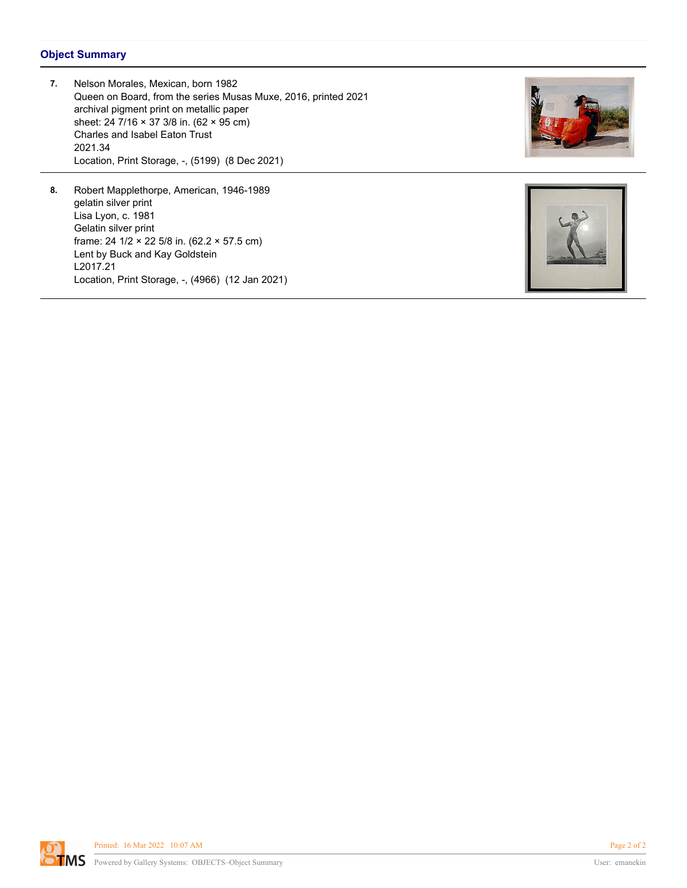## Object Summary

7. Nelson Morales, Mexican, born 1982
Queen on Board, from the series Musas Muxe, 2016, printed 2021
archival pigment print on metallic paper
sheet: 24 7/16 × 37 3/8 in. (62 × 95 cm)
Charles and Isabel Eaton Trust
2021.34
Location, Print Storage, -, (5199) (8 Dec 2021)

8. Robert Mapplethorpe, American, 1946-1989
gelatin silver print
Lisa Lyon, c. 1981
Gelatin silver print
frame: 24 1/2 × 22 5/8 in. (62.2 × 57.5 cm)
Lent by Buck and Kay Goldstein
L2017.21
Location, Print Storage, -, (4966) (12 Jan 2021)